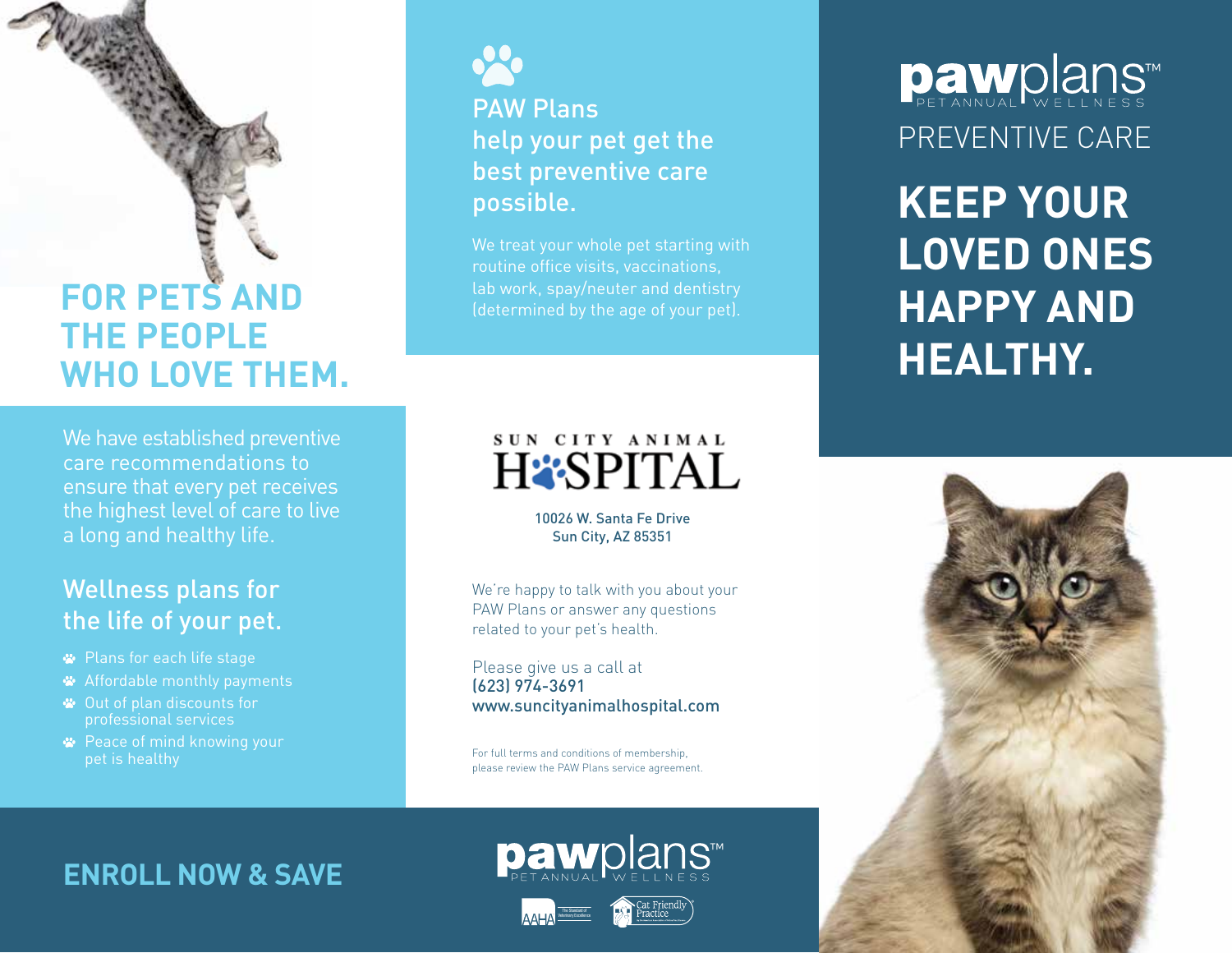# FOR PETS AND THE PEOPLE WHO LOVE THEM.

We have established preventive care recommendations to ensure that every pet receives the highest level of care to live a long and healthy life.

## Wellness plans for the life of your pet.

- Plans for each life stage
- Affordable monthly payments
- Out of plan discounts for professional services
- Peace of mind knowing your pet is healthy

## ENROLL NOW & SAVE

## PAW Plans help your pet get the best preventive care possible.

We treat your whole pet starting with routine office visits, vaccinations, lab work, spay/neuter and dentistry (determined by the age of your pet).

SUN CITY ANIMAL HOSPITAL

10026 W. Santa Fe Drive
Sun City, AZ 85351

We're happy to talk with you about your PAW Plans or answer any questions related to your pet's health.

Please give us a call at
**(623) 974-3691**
**www.suncityanimalhospital.com**

For full terms and conditions of membership, please review the PAW Plans service agreement.

pawplans™ PET ANNUAL WELLNESS

AAHA The Standard of Veterinary Excellence | Cat Friendly Practice

pawplans™ PET ANNUAL WELLNESS

PREVENTIVE CARE

# KEEP YOUR LOVED ONES HAPPY AND HEALTHY.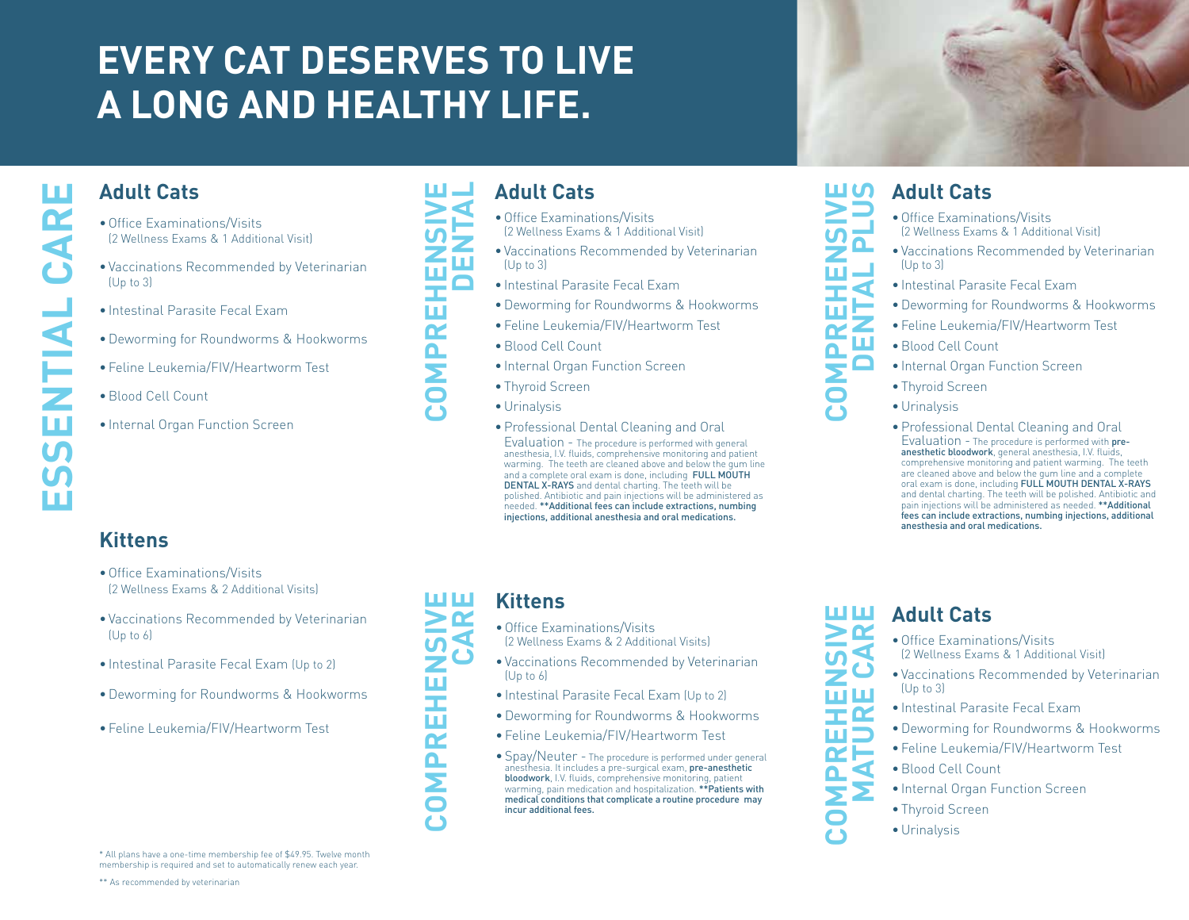# EVERY CAT DESERVES TO LIVE A LONG AND HEALTHY LIFE.

## ESSENTIAL CARE

### Adult Cats

- Office Examinations/Visits (2 Wellness Exams & 1 Additional Visit)
- Vaccinations Recommended by Veterinarian (Up to 3)
- Intestinal Parasite Fecal Exam
- Deworming for Roundworms & Hookworms
- Feline Leukemia/FIV/Heartworm Test
- Blood Cell Count
- Internal Organ Function Screen

### Kittens

- Office Examinations/Visits (2 Wellness Exams & 2 Additional Visits)
- Vaccinations Recommended by Veterinarian (Up to 6)
- Intestinal Parasite Fecal Exam (Up to 2)
- Deworming for Roundworms & Hookworms
- Feline Leukemia/FIV/Heartworm Test

## COMPREHENSIVE DENTAL

### Adult Cats

- Office Examinations/Visits (2 Wellness Exams & 1 Additional Visit)
- Vaccinations Recommended by Veterinarian (Up to 3)
- Intestinal Parasite Fecal Exam
- Deworming for Roundworms & Hookworms
- Feline Leukemia/FIV/Heartworm Test
- Blood Cell Count
- Internal Organ Function Screen
- Thyroid Screen
- Urinalysis
- Professional Dental Cleaning and Oral Evaluation - The procedure is performed with general anesthesia, I.V. fluids, comprehensive monitoring and patient warming. The teeth are cleaned above and below the gum line and a complete oral exam is done, including **FULL MOUTH DENTAL X-RAYS** and dental charting. The teeth will be polished. Antibiotic and pain injections will be administered as needed. **\*\*Additional fees can include extractions, numbing injections, additional anesthesia and oral medications.**

## COMPREHENSIVE CARE

### Kittens

- Office Examinations/Visits (2 Wellness Exams & 2 Additional Visits)
- Vaccinations Recommended by Veterinarian (Up to 6)
- Intestinal Parasite Fecal Exam (Up to 2)
- Deworming for Roundworms & Hookworms
- Feline Leukemia/FIV/Heartworm Test
- Spay/Neuter - The procedure is performed under general anesthesia. It includes a pre-surgical exam, **pre-anesthetic bloodwork**, I.V. fluids, comprehensive monitoring, patient warming, pain medication and hospitalization. **\*\*Patients with medical conditions that complicate a routine procedure may incur additional fees.**

## COMPREHENSIVE DENTAL PLUS

### Adult Cats

- Office Examinations/Visits (2 Wellness Exams & 1 Additional Visit)
- Vaccinations Recommended by Veterinarian (Up to 3)
- Intestinal Parasite Fecal Exam
- Deworming for Roundworms & Hookworms
- Feline Leukemia/FIV/Heartworm Test
- Blood Cell Count
- Internal Organ Function Screen
- Thyroid Screen
- Urinalysis
- Professional Dental Cleaning and Oral Evaluation - The procedure is performed with **pre-anesthetic bloodwork**, general anesthesia, I.V. fluids, comprehensive monitoring and patient warming. The teeth are cleaned above and below the gum line and a complete oral exam is done, including **FULL MOUTH DENTAL X-RAYS** and dental charting. The teeth will be polished. Antibiotic and pain injections will be administered as needed. **\*\*Additional fees can include extractions, numbing injections, additional anesthesia and oral medications.**

## COMPREHENSIVE MATURE CARE

### Adult Cats

- Office Examinations/Visits (2 Wellness Exams & 1 Additional Visit)
- Vaccinations Recommended by Veterinarian (Up to 3)
- Intestinal Parasite Fecal Exam
- Deworming for Roundworms & Hookworms
- Feline Leukemia/FIV/Heartworm Test
- Blood Cell Count
- Internal Organ Function Screen
- Thyroid Screen
- Urinalysis

\* All plans have a one-time membership fee of $49.95. Twelve month membership is required and set to automatically renew each year.

\*\* As recommended by veterinarian